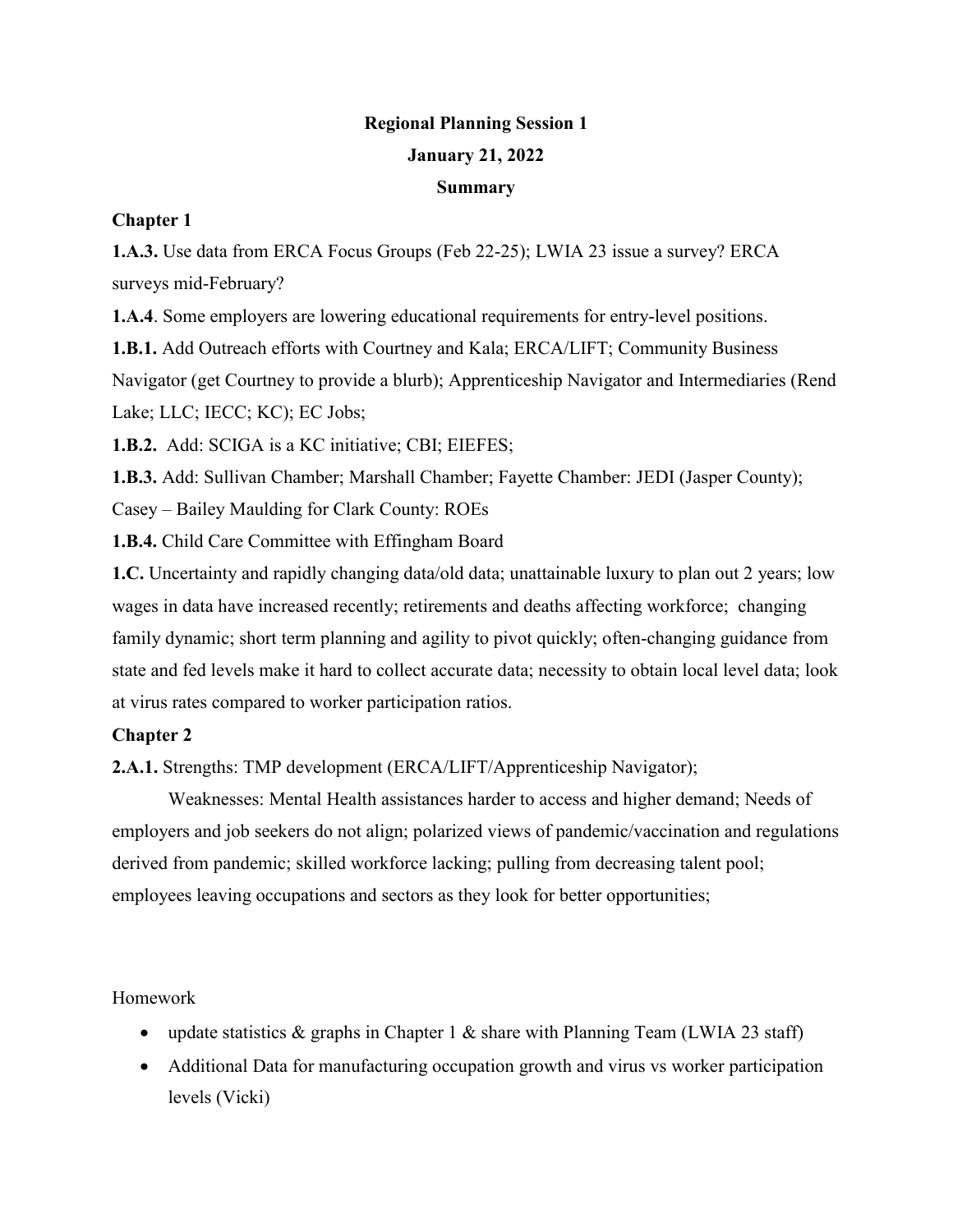**Regional Planning Session 1**

**January 21, 2022**

**Summary**

**Chapter 1**

**1.A.3.** Use data from ERCA Focus Groups (Feb 22-25); LWIA 23 issue a survey? ERCA surveys mid-February?

**1.A.4**. Some employers are lowering educational requirements for entry-level positions.

**1.B.1.** Add Outreach efforts with Courtney and Kala; ERCA/LIFT; Community Business Navigator (get Courtney to provide a blurb); Apprenticeship Navigator and Intermediaries (Rend Lake; LLC; IECC; KC); EC Jobs;

**1.B.2.** Add: SCIGA is a KC initiative; CBI; EIEFES;

**1.B.3.** Add: Sullivan Chamber; Marshall Chamber; Fayette Chamber: JEDI (Jasper County); Casey – Bailey Maulding for Clark County: ROEs

**1.B.4.** Child Care Committee with Effingham Board

**1.C.** Uncertainty and rapidly changing data/old data; unattainable luxury to plan out 2 years; low wages in data have increased recently; retirements and deaths affecting workforce; changing family dynamic; short term planning and agility to pivot quickly; often-changing guidance from state and fed levels make it hard to collect accurate data; necessity to obtain local level data; look at virus rates compared to worker participation ratios.

**Chapter 2**

**2.A.1.** Strengths: TMP development (ERCA/LIFT/Apprenticeship Navigator);

Weaknesses: Mental Health assistances harder to access and higher demand; Needs of employers and job seekers do not align; polarized views of pandemic/vaccination and regulations derived from pandemic; skilled workforce lacking; pulling from decreasing talent pool; employees leaving occupations and sectors as they look for better opportunities;

Homework

- update statistics & graphs in Chapter 1 & share with Planning Team (LWIA 23 staff)
- Additional Data for manufacturing occupation growth and virus vs worker participation levels (Vicki)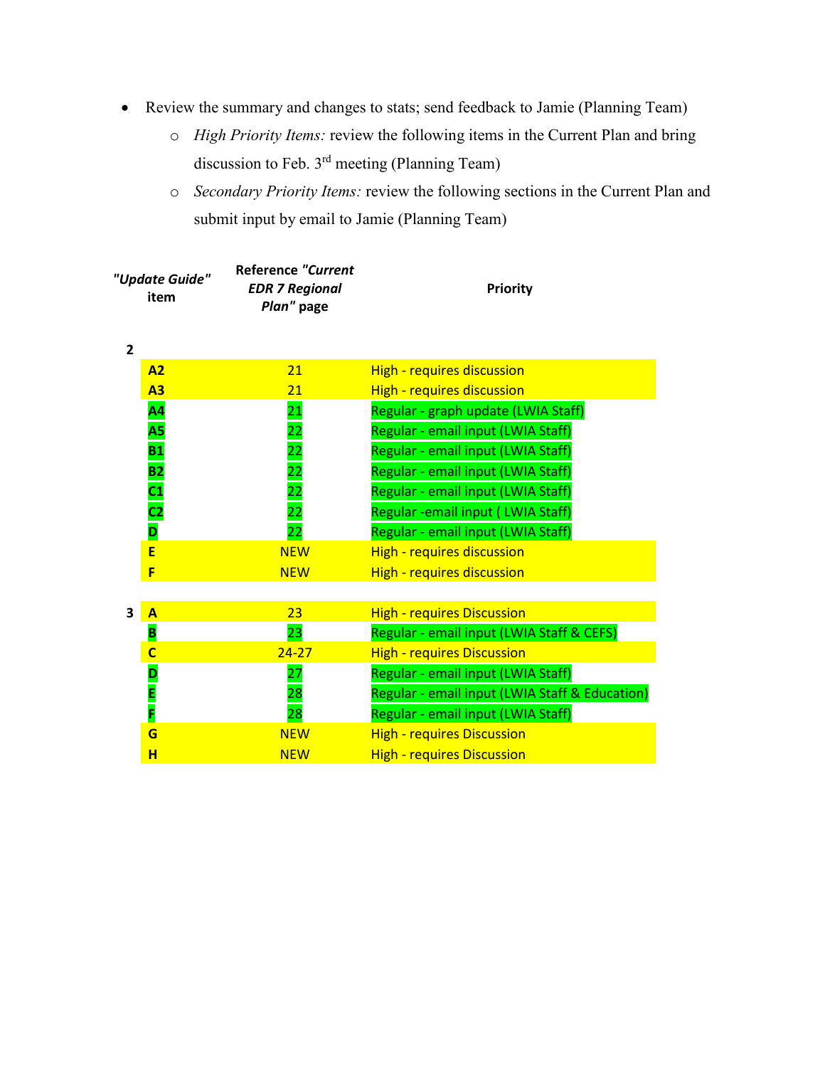- Review the summary and changes to stats; send feedback to Jamie (Planning Team)
  - *High Priority Items:* review the following items in the Current Plan and bring discussion to Feb. 3rd meeting (Planning Team)
  - *Secondary Priority Items:* review the following sections in the Current Plan and submit input by email to Jamie (Planning Team)

| | ***"Update Guide"* item** | **Reference *"Current EDR 7 Regional Plan"* page** | **Priority** |
|---|---|---|---|
| **2** | | | |
| | **A2** | 21 | High - requires discussion |
| | **A3** | 21 | High - requires discussion |
| | **A4** | 21 | Regular - graph update (LWIA Staff) |
| | **A5** | 22 | Regular - email input (LWIA Staff) |
| | **B1** | 22 | Regular - email input (LWIA Staff) |
| | **B2** | 22 | Regular - email input (LWIA Staff) |
| | **C1** | 22 | Regular - email input (LWIA Staff) |
| | **C2** | 22 | Regular -email input ( LWIA Staff) |
| | **D** | 22 | Regular - email input (LWIA Staff) |
| | **E** | NEW | High - requires discussion |
| | **F** | NEW | High - requires discussion |
| **3** | **A** | 23 | High - requires Discussion |
| | **B** | 23 | Regular - email input (LWIA Staff & CEFS) |
| | **C** | 24-27 | High - requires Discussion |
| | **D** | 27 | Regular - email input (LWIA Staff) |
| | **E** | 28 | Regular - email input (LWIA Staff & Education) |
| | **F** | 28 | Regular - email input (LWIA Staff) |
| | **G** | NEW | High - requires Discussion |
| | **H** | NEW | High - requires Discussion |